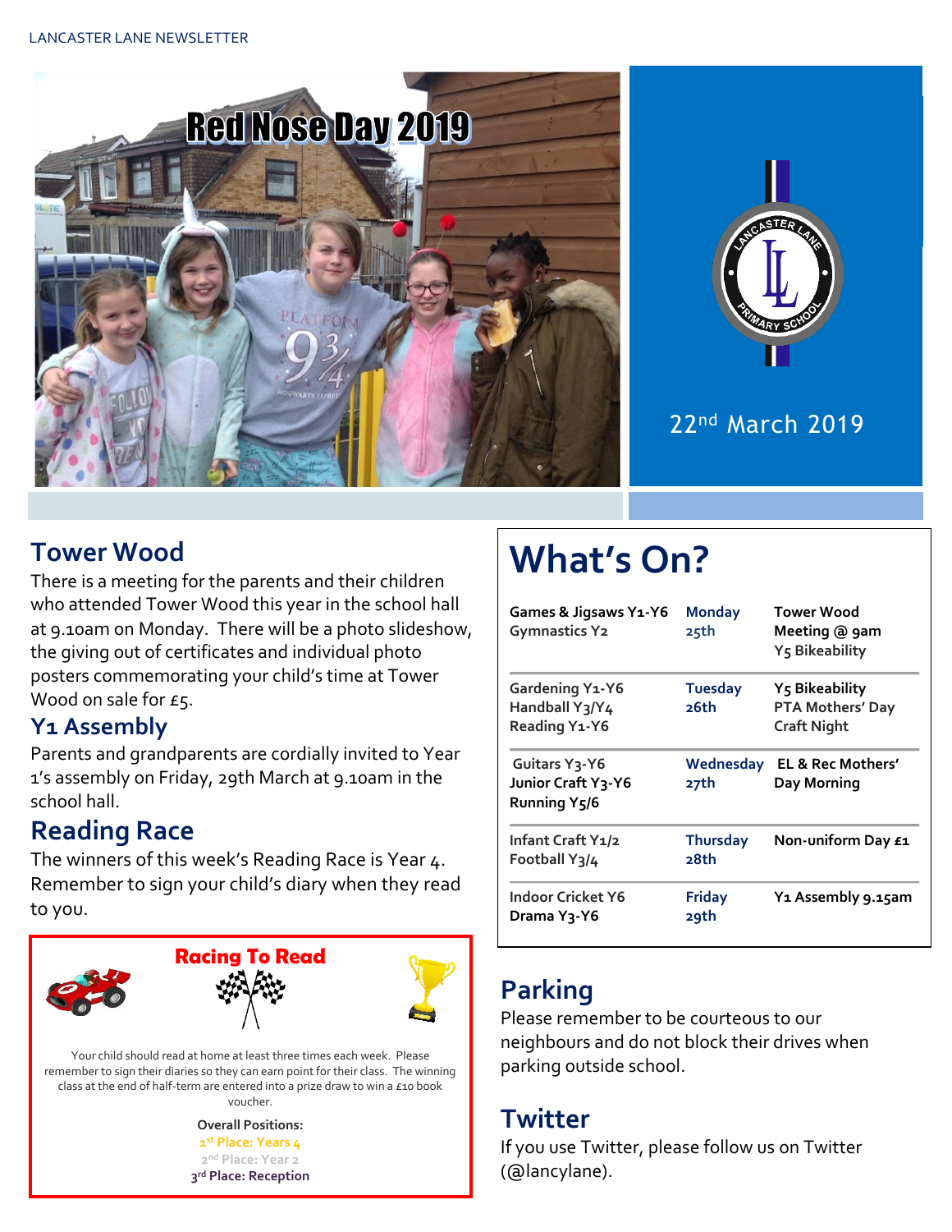LANCASTER LANE NEWSLETTER

# Red Nose Day 2019

22nd March 2019

## Tower Wood

There is a meeting for the parents and their children who attended Tower Wood this year in the school hall at 9.10am on Monday. There will be a photo slideshow, the giving out of certificates and individual photo posters commemorating your child's time at Tower Wood on sale for £5.

## Y1 Assembly

Parents and grandparents are cordially invited to Year 1's assembly on Friday, 29th March at 9.10am in the school hall.

## Reading Race

The winners of this week's Reading Race is Year 4. Remember to sign your child's diary when they read to you.

### Racing To Read

Your child should read at home at least three times each week. Please remember to sign their diaries so they can earn point for their class. The winning class at the end of half-term are entered into a prize draw to win a £10 book voucher.

**Overall Positions:**

1st Place: Years 4
2nd Place: Year 2
3rd Place: Reception

# What's On?

| | | |
|---|---|---|
| Games & Jigsaws Y1-Y6<br>Gymnastics Y2 | Monday 25th | Tower Wood Meeting @ 9am<br>Y5 Bikeability |
| Gardening Y1-Y6<br>Handball Y3/Y4<br>Reading Y1-Y6 | Tuesday 26th | Y5 Bikeability<br>PTA Mothers' Day Craft Night |
| Guitars Y3-Y6<br>Junior Craft Y3-Y6<br>Running Y5/6 | Wednesday 27th | EL & Rec Mothers' Day Morning |
| Infant Craft Y1/2<br>Football Y3/4 | Thursday 28th | Non-uniform Day £1 |
| Indoor Cricket Y6<br>Drama Y3-Y6 | Friday 29th | Y1 Assembly 9.15am |

## Parking

Please remember to be courteous to our neighbours and do not block their drives when parking outside school.

## Twitter

If you use Twitter, please follow us on Twitter (@lancylane).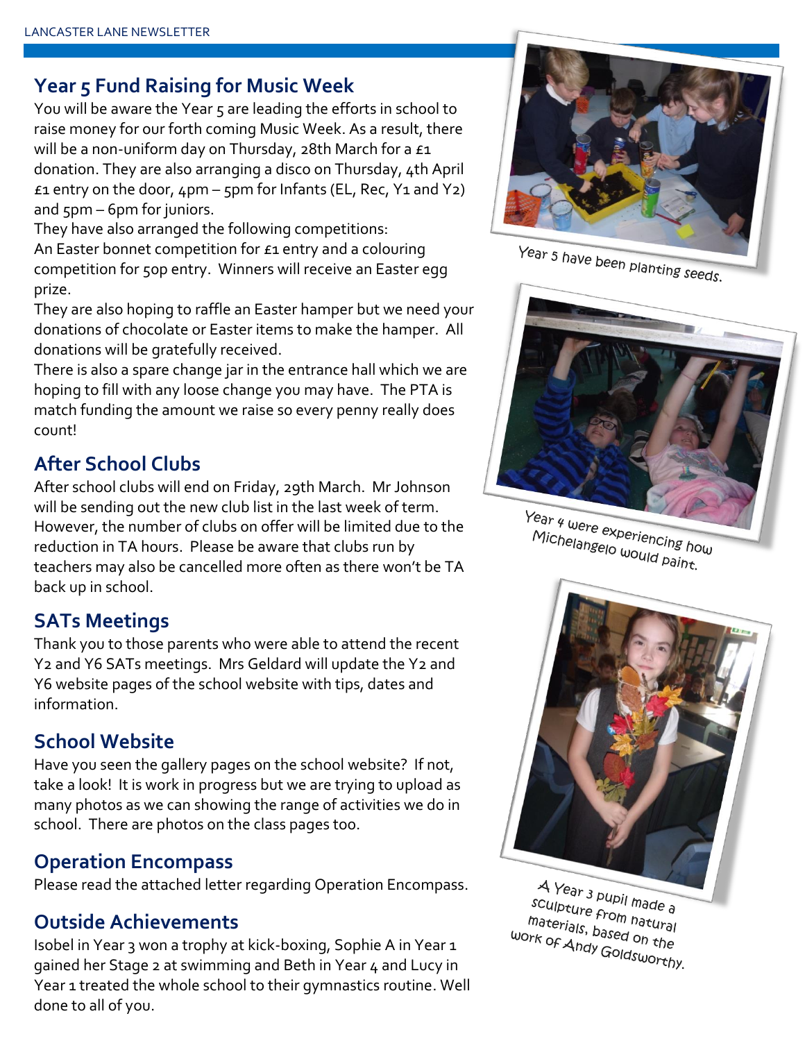## Year 5 Fund Raising for Music Week

You will be aware the Year 5 are leading the efforts in school to raise money for our forth coming Music Week. As a result, there will be a non-uniform day on Thursday, 28th March for a £1 donation. They are also arranging a disco on Thursday, 4th April £1 entry on the door, 4pm – 5pm for Infants (EL, Rec, Y1 and Y2) and 5pm – 6pm for juniors.

They have also arranged the following competitions:

An Easter bonnet competition for £1 entry and a colouring competition for 50p entry. Winners will receive an Easter egg prize.

They are also hoping to raffle an Easter hamper but we need your donations of chocolate or Easter items to make the hamper. All donations will be gratefully received.

There is also a spare change jar in the entrance hall which we are hoping to fill with any loose change you may have. The PTA is match funding the amount we raise so every penny really does count!

## After School Clubs

After school clubs will end on Friday, 29th March. Mr Johnson will be sending out the new club list in the last week of term. However, the number of clubs on offer will be limited due to the reduction in TA hours. Please be aware that clubs run by teachers may also be cancelled more often as there won't be TA back up in school.

## SATs Meetings

Thank you to those parents who were able to attend the recent Y2 and Y6 SATs meetings. Mrs Geldard will update the Y2 and Y6 website pages of the school website with tips, dates and information.

## School Website

Have you seen the gallery pages on the school website? If not, take a look! It is work in progress but we are trying to upload as many photos as we can showing the range of activities we do in school. There are photos on the class pages too.

## Operation Encompass

Please read the attached letter regarding Operation Encompass.

## Outside Achievements

Isobel in Year 3 won a trophy at kick-boxing, Sophie A in Year 1 gained her Stage 2 at swimming and Beth in Year 4 and Lucy in Year 1 treated the whole school to their gymnastics routine. Well done to all of you.

Year 5 have been planting seeds.

Year 4 were experiencing how Michelangelo would paint.

A Year 3 pupil made a sculpture from natural materials, based on the work of Andy Goldsworthy.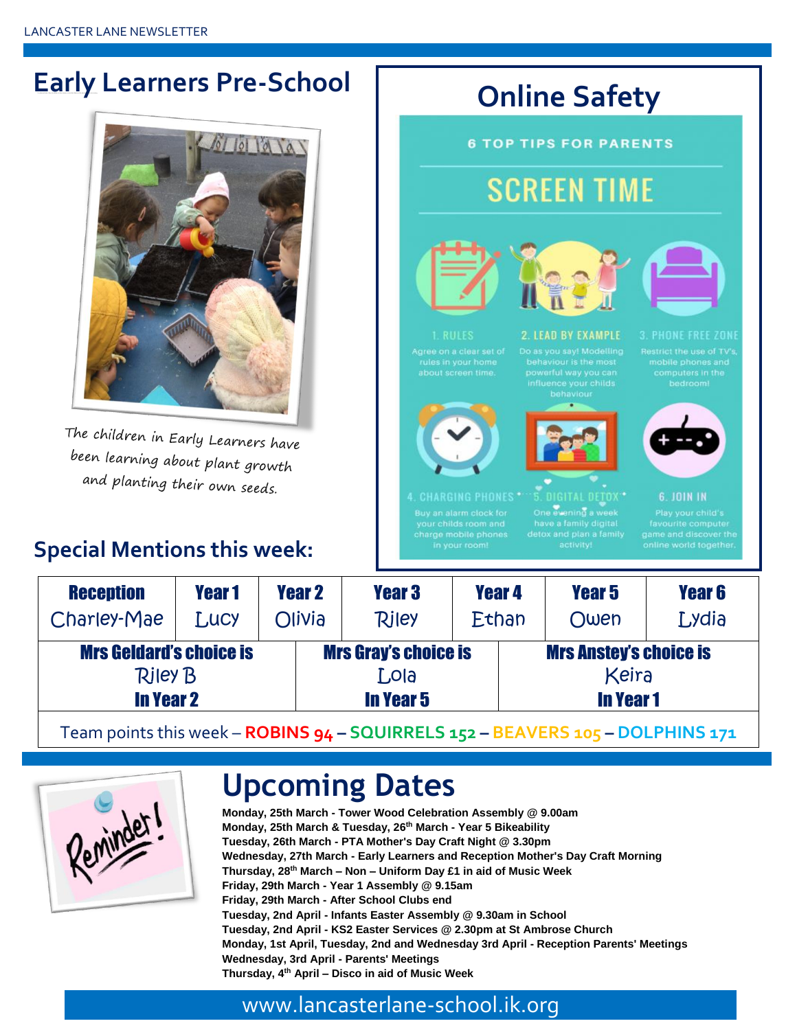## Early Learners Pre-School

The children in Early Learners have been learning about plant growth and planting their own seeds.

## Online Safety

6 TOP TIPS FOR PARENTS

SCREEN TIME

1. RULES
Agree on a clear set of rules in your home about screen time.

2. LEAD BY EXAMPLE
Do as you say! Modelling behaviour is the most powerful way you can influence your childs behaviour

3. PHONE FREE ZONE
Restrict the use of TV's, mobile phones and computers in the bedroom!

4. CHARGING PHONES
Buy an alarm clock for your childs room and charge mobile phones in your room!

5. DIGITAL DETOX
One evening a week have a family digital detox and plan a family activity!

6. JOIN IN
Play your child's favourite computer game and discover the online world together.

## Special Mentions this week:

| Reception | Year 1 | Year 2 | Year 3 | Year 4 | Year 5 | Year 6 |
|---|---|---|---|---|---|---|
| Charley-Mae | Lucy | Olivia | Riley | Ethan | Owen | Lydia |

| Mrs Geldard's choice is | Mrs Gray's choice is | Mrs Anstey's choice is |
|---|---|---|
| Riley B In Year 2 | Lola In Year 5 | Keira In Year 1 |

Team points this week – **ROBINS 94** – **SQUIRRELS 152** – **BEAVERS 105** – **DOLPHINS 171**

## Upcoming Dates

Reminder!

**Monday, 25th March - Tower Wood Celebration Assembly @ 9.00am**
**Monday, 25th March & Tuesday, 26th March - Year 5 Bikeability**
**Tuesday, 26th March - PTA Mother's Day Craft Night @ 3.30pm**
**Wednesday, 27th March - Early Learners and Reception Mother's Day Craft Morning**
**Thursday, 28th March – Non – Uniform Day £1 in aid of Music Week**
**Friday, 29th March - Year 1 Assembly @ 9.15am**
**Friday, 29th March - After School Clubs end**
**Tuesday, 2nd April - Infants Easter Assembly @ 9.30am in School**
**Tuesday, 2nd April - KS2 Easter Services @ 2.30pm at St Ambrose Church**
**Monday, 1st April, Tuesday, 2nd and Wednesday 3rd April - Reception Parents' Meetings**
**Wednesday, 3rd April - Parents' Meetings**
**Thursday, 4th April – Disco in aid of Music Week**

www.lancasterlane-school.ik.org